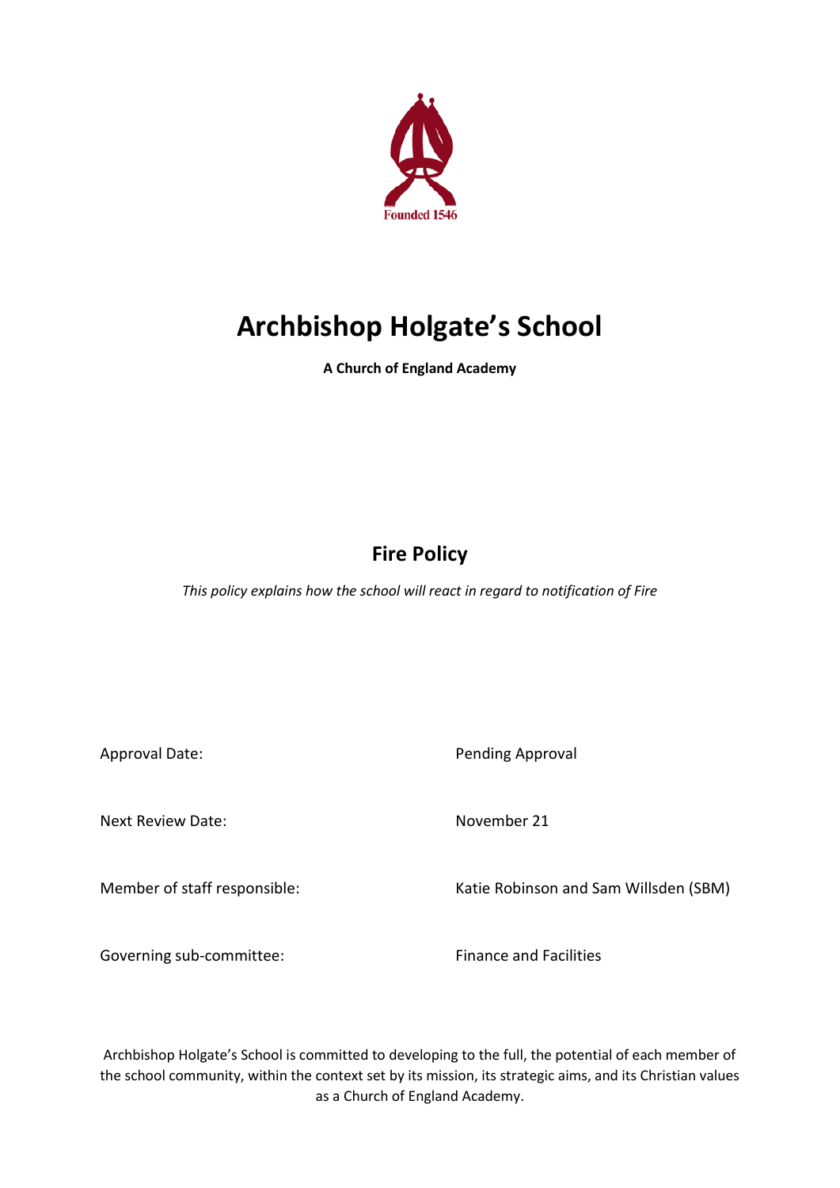Founded 1546

# Archbishop Holgate's School

**A Church of England Academy**

## Fire Policy

*This policy explains how the school will react in regard to notification of Fire*

| | |
|---|---|
| Approval Date: | Pending Approval |
| Next Review Date: | November 21 |
| Member of staff responsible: | Katie Robinson and Sam Willsden (SBM) |
| Governing sub-committee: | Finance and Facilities |

Archbishop Holgate's School is committed to developing to the full, the potential of each member of the school community, within the context set by its mission, its strategic aims, and its Christian values as a Church of England Academy.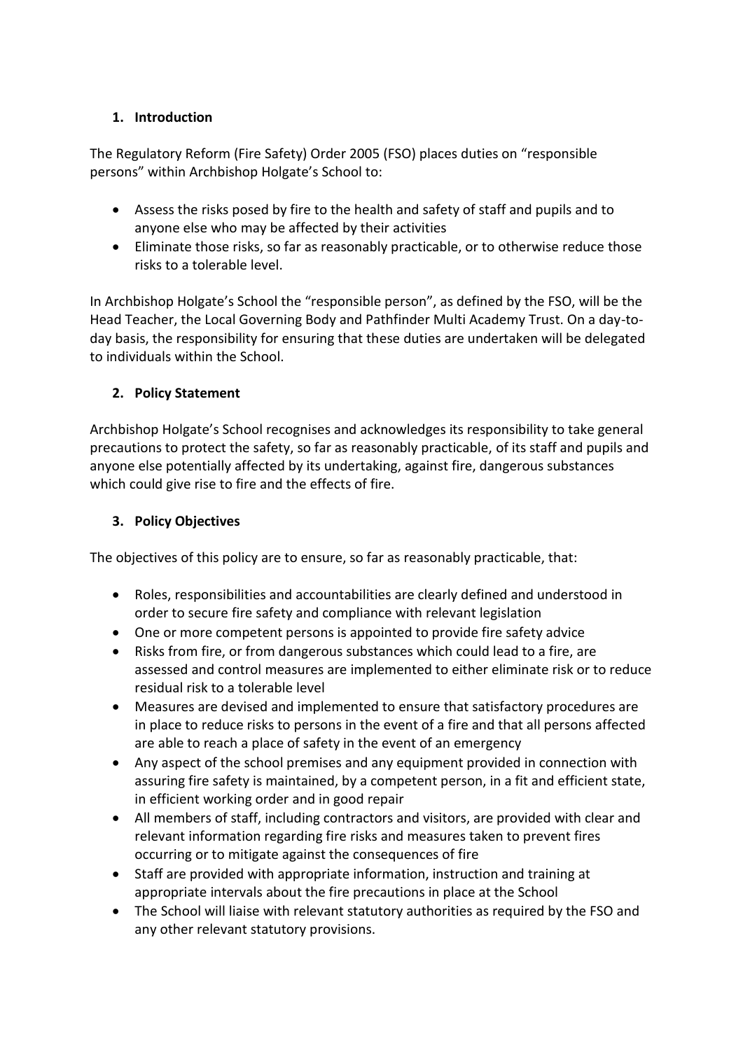## 1. Introduction

The Regulatory Reform (Fire Safety) Order 2005 (FSO) places duties on "responsible persons" within Archbishop Holgate's School to:

- Assess the risks posed by fire to the health and safety of staff and pupils and to anyone else who may be affected by their activities
- Eliminate those risks, so far as reasonably practicable, or to otherwise reduce those risks to a tolerable level.

In Archbishop Holgate's School the "responsible person", as defined by the FSO, will be the Head Teacher, the Local Governing Body and Pathfinder Multi Academy Trust. On a day-to-day basis, the responsibility for ensuring that these duties are undertaken will be delegated to individuals within the School.

## 2. Policy Statement

Archbishop Holgate's School recognises and acknowledges its responsibility to take general precautions to protect the safety, so far as reasonably practicable, of its staff and pupils and anyone else potentially affected by its undertaking, against fire, dangerous substances which could give rise to fire and the effects of fire.

## 3. Policy Objectives

The objectives of this policy are to ensure, so far as reasonably practicable, that:

- Roles, responsibilities and accountabilities are clearly defined and understood in order to secure fire safety and compliance with relevant legislation
- One or more competent persons is appointed to provide fire safety advice
- Risks from fire, or from dangerous substances which could lead to a fire, are assessed and control measures are implemented to either eliminate risk or to reduce residual risk to a tolerable level
- Measures are devised and implemented to ensure that satisfactory procedures are in place to reduce risks to persons in the event of a fire and that all persons affected are able to reach a place of safety in the event of an emergency
- Any aspect of the school premises and any equipment provided in connection with assuring fire safety is maintained, by a competent person, in a fit and efficient state, in efficient working order and in good repair
- All members of staff, including contractors and visitors, are provided with clear and relevant information regarding fire risks and measures taken to prevent fires occurring or to mitigate against the consequences of fire
- Staff are provided with appropriate information, instruction and training at appropriate intervals about the fire precautions in place at the School
- The School will liaise with relevant statutory authorities as required by the FSO and any other relevant statutory provisions.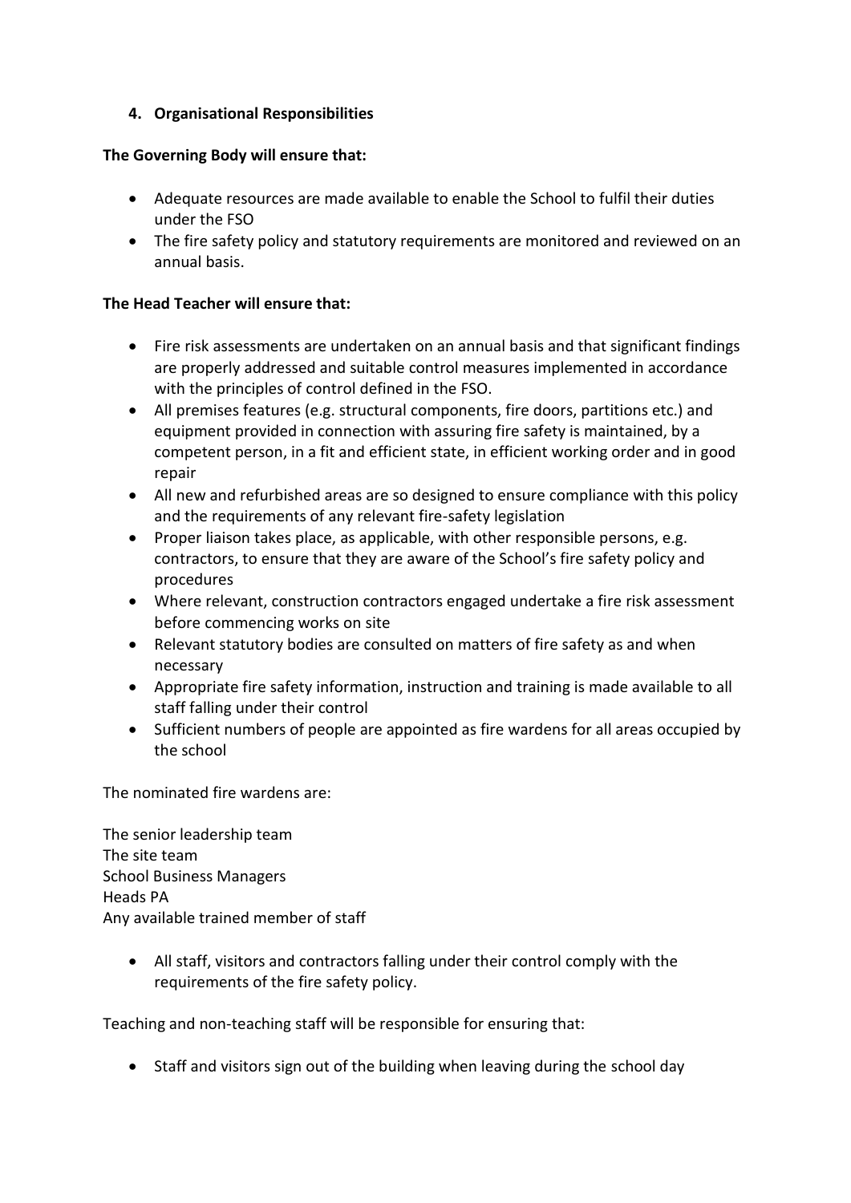## 4. Organisational Responsibilities

**The Governing Body will ensure that:**

- Adequate resources are made available to enable the School to fulfil their duties under the FSO
- The fire safety policy and statutory requirements are monitored and reviewed on an annual basis.

**The Head Teacher will ensure that:**

- Fire risk assessments are undertaken on an annual basis and that significant findings are properly addressed and suitable control measures implemented in accordance with the principles of control defined in the FSO.
- All premises features (e.g. structural components, fire doors, partitions etc.) and equipment provided in connection with assuring fire safety is maintained, by a competent person, in a fit and efficient state, in efficient working order and in good repair
- All new and refurbished areas are so designed to ensure compliance with this policy and the requirements of any relevant fire-safety legislation
- Proper liaison takes place, as applicable, with other responsible persons, e.g. contractors, to ensure that they are aware of the School's fire safety policy and procedures
- Where relevant, construction contractors engaged undertake a fire risk assessment before commencing works on site
- Relevant statutory bodies are consulted on matters of fire safety as and when necessary
- Appropriate fire safety information, instruction and training is made available to all staff falling under their control
- Sufficient numbers of people are appointed as fire wardens for all areas occupied by the school

The nominated fire wardens are:

The senior leadership team
The site team
School Business Managers
Heads PA
Any available trained member of staff

- All staff, visitors and contractors falling under their control comply with the requirements of the fire safety policy.

Teaching and non-teaching staff will be responsible for ensuring that:

- Staff and visitors sign out of the building when leaving during the school day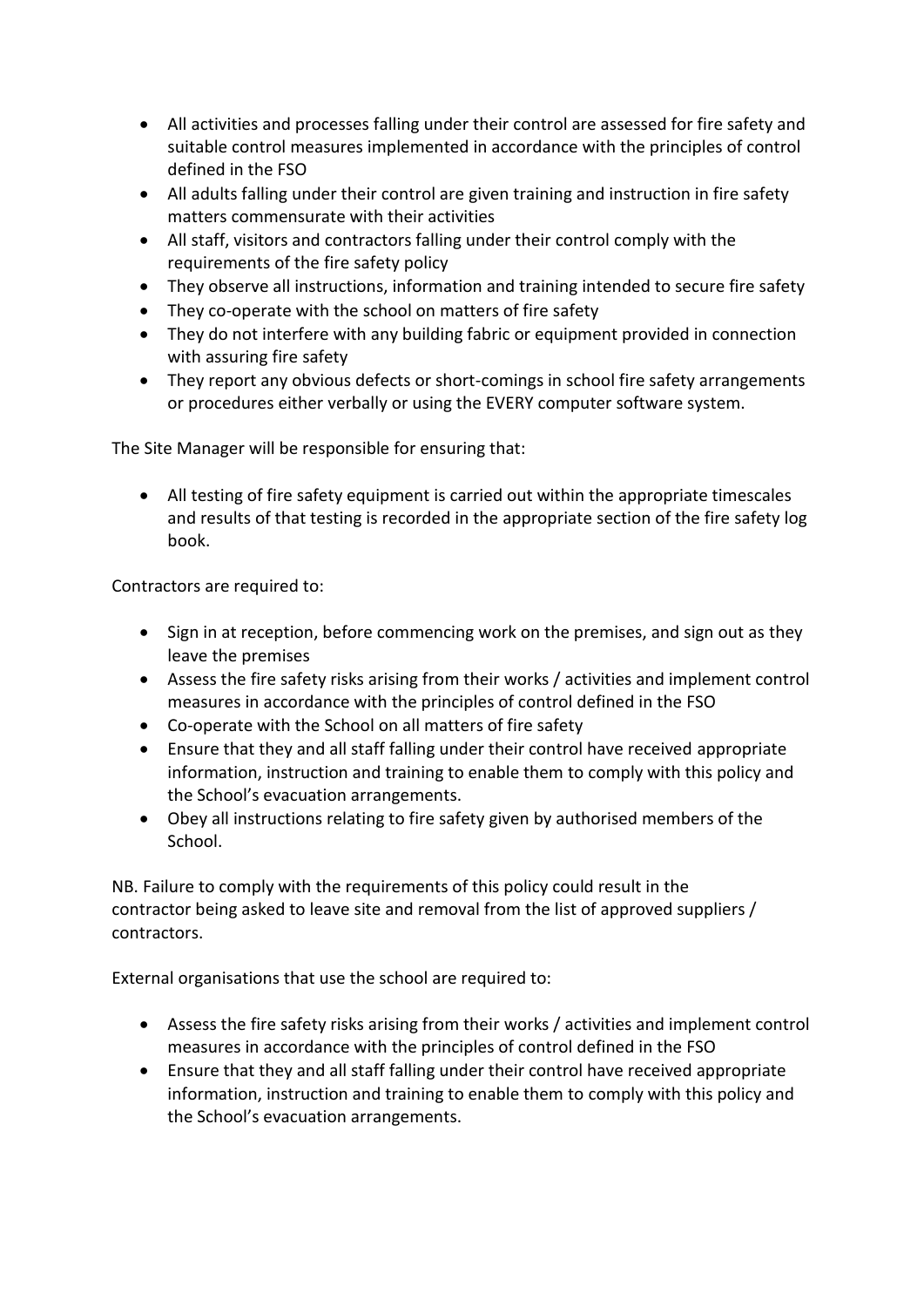- All activities and processes falling under their control are assessed for fire safety and suitable control measures implemented in accordance with the principles of control defined in the FSO
- All adults falling under their control are given training and instruction in fire safety matters commensurate with their activities
- All staff, visitors and contractors falling under their control comply with the requirements of the fire safety policy
- They observe all instructions, information and training intended to secure fire safety
- They co-operate with the school on matters of fire safety
- They do not interfere with any building fabric or equipment provided in connection with assuring fire safety
- They report any obvious defects or short-comings in school fire safety arrangements or procedures either verbally or using the EVERY computer software system.

The Site Manager will be responsible for ensuring that:

- All testing of fire safety equipment is carried out within the appropriate timescales and results of that testing is recorded in the appropriate section of the fire safety log book.

Contractors are required to:

- Sign in at reception, before commencing work on the premises, and sign out as they leave the premises
- Assess the fire safety risks arising from their works / activities and implement control measures in accordance with the principles of control defined in the FSO
- Co-operate with the School on all matters of fire safety
- Ensure that they and all staff falling under their control have received appropriate information, instruction and training to enable them to comply with this policy and the School's evacuation arrangements.
- Obey all instructions relating to fire safety given by authorised members of the School.

NB. Failure to comply with the requirements of this policy could result in the contractor being asked to leave site and removal from the list of approved suppliers / contractors.

External organisations that use the school are required to:

- Assess the fire safety risks arising from their works / activities and implement control measures in accordance with the principles of control defined in the FSO
- Ensure that they and all staff falling under their control have received appropriate information, instruction and training to enable them to comply with this policy and the School's evacuation arrangements.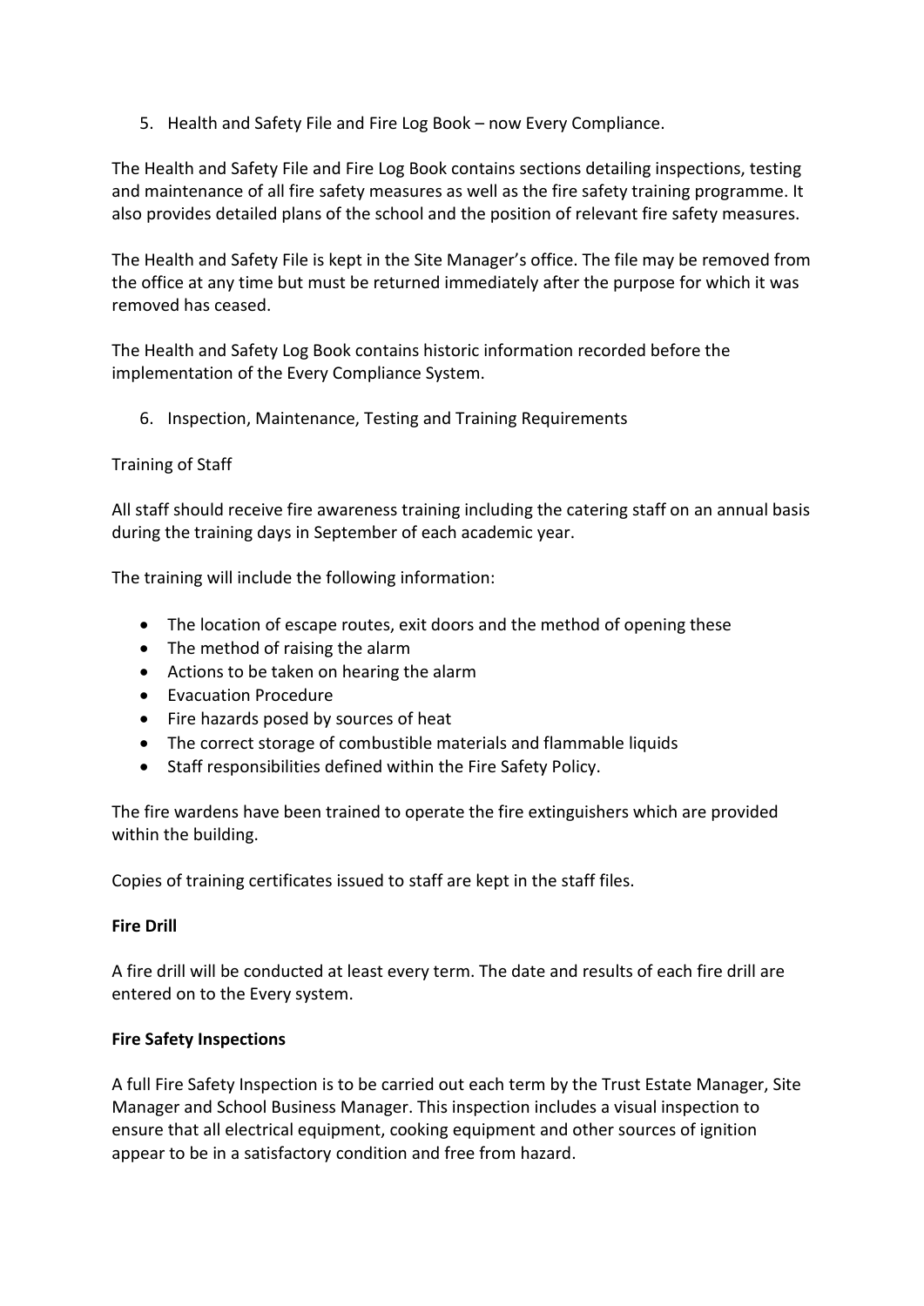5. Health and Safety File and Fire Log Book – now Every Compliance.

The Health and Safety File and Fire Log Book contains sections detailing inspections, testing and maintenance of all fire safety measures as well as the fire safety training programme. It also provides detailed plans of the school and the position of relevant fire safety measures.

The Health and Safety File is kept in the Site Manager's office. The file may be removed from the office at any time but must be returned immediately after the purpose for which it was removed has ceased.

The Health and Safety Log Book contains historic information recorded before the implementation of the Every Compliance System.

6. Inspection, Maintenance, Testing and Training Requirements

Training of Staff

All staff should receive fire awareness training including the catering staff on an annual basis during the training days in September of each academic year.

The training will include the following information:

- The location of escape routes, exit doors and the method of opening these
- The method of raising the alarm
- Actions to be taken on hearing the alarm
- Evacuation Procedure
- Fire hazards posed by sources of heat
- The correct storage of combustible materials and flammable liquids
- Staff responsibilities defined within the Fire Safety Policy.

The fire wardens have been trained to operate the fire extinguishers which are provided within the building.

Copies of training certificates issued to staff are kept in the staff files.

**Fire Drill**

A fire drill will be conducted at least every term. The date and results of each fire drill are entered on to the Every system.

**Fire Safety Inspections**

A full Fire Safety Inspection is to be carried out each term by the Trust Estate Manager, Site Manager and School Business Manager. This inspection includes a visual inspection to ensure that all electrical equipment, cooking equipment and other sources of ignition appear to be in a satisfactory condition and free from hazard.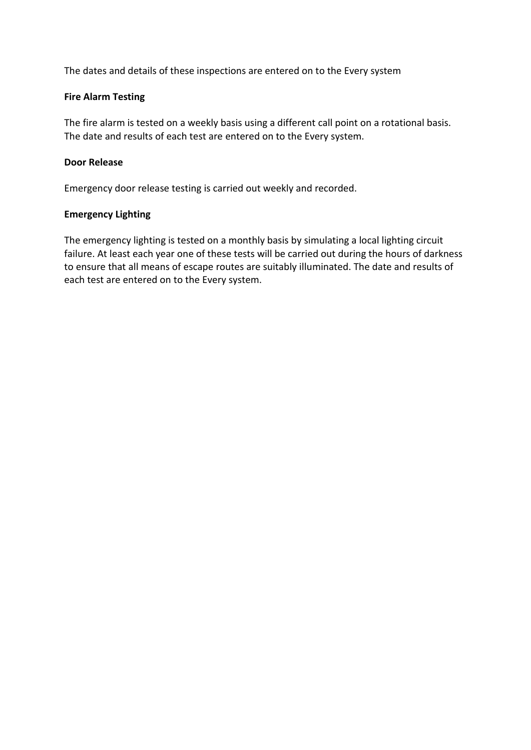The dates and details of these inspections are entered on to the Every system

**Fire Alarm Testing**

The fire alarm is tested on a weekly basis using a different call point on a rotational basis. The date and results of each test are entered on to the Every system.

**Door Release**

Emergency door release testing is carried out weekly and recorded.

**Emergency Lighting**

The emergency lighting is tested on a monthly basis by simulating a local lighting circuit failure. At least each year one of these tests will be carried out during the hours of darkness to ensure that all means of escape routes are suitably illuminated. The date and results of each test are entered on to the Every system.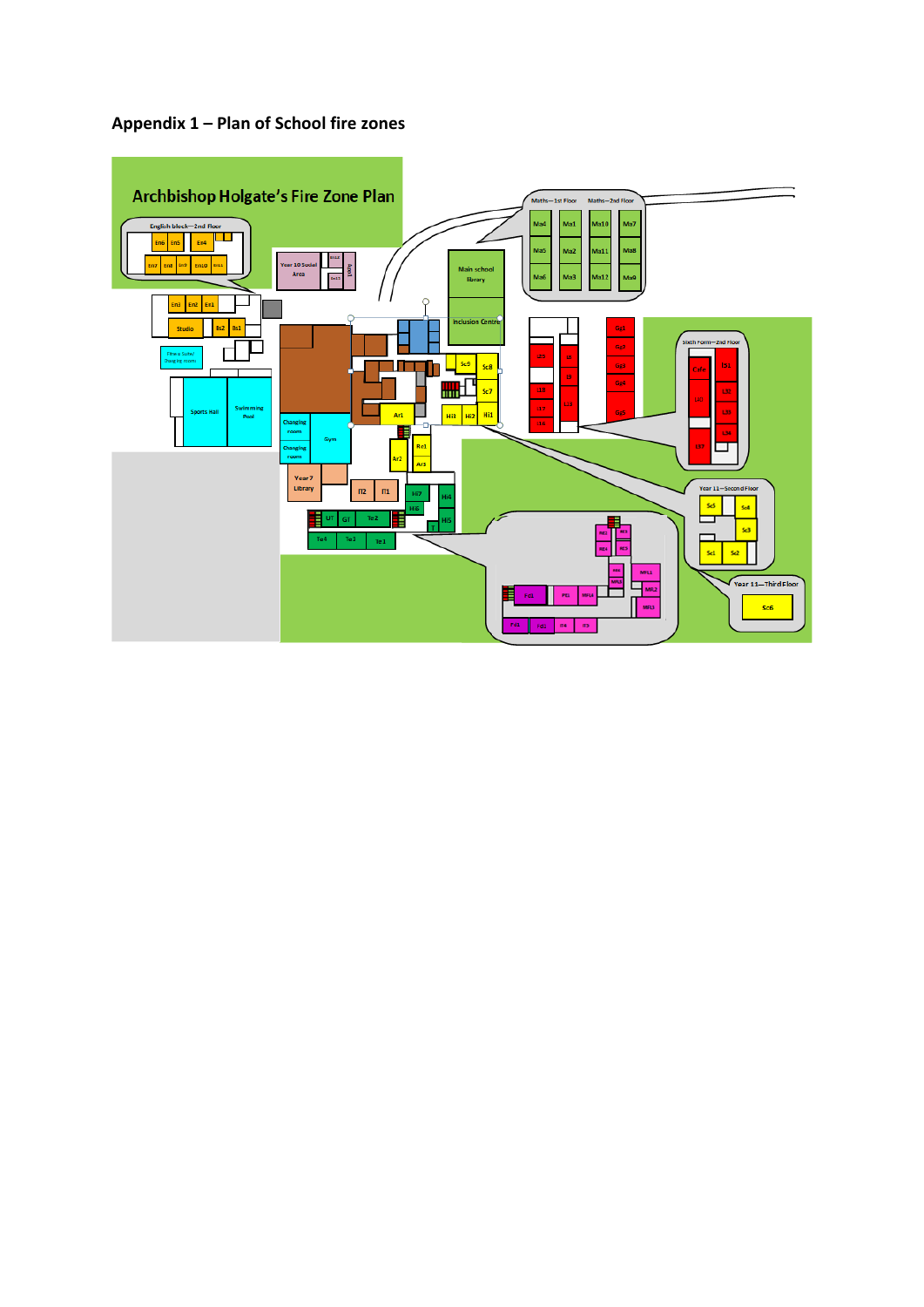## Appendix 1 – Plan of School fire zones

Archbishop Holgate's Fire Zone Plan

English block—2nd Floor

En6 En5 En4

En7 En8 En9 EN10 EN11

Year 10 Social Area

En12 En13

En3 En2 En1

Studio Bs2 Bs1

Fitness Suite/ Changing rooms

Sports Hall

Swimming Pool

Maths—1st Floor

Maths—2nd Floor

Ma4 Ma1 Ma10 Ma7

Ma5 Ma2 Ma11 Ma8

Ma6 Ma3 Ma12 Ma9

Main school library

Inclusion Centre

Sc9 Sc8 Sc7

Ar1

Hi3 Hi2 Hi1

Changing room

Changing room

Gym

Re1

Ar2 Ar3

Year 7 Library

IT2 IT1

Hi7 Hi4 Hi6 Hi5

UT G1 Te2

Te4 Te3 Te1

Gg1 Gg2 Gg3 Gg4 Gg5

Sixth Form—2nd Floor

Cafe

LS1 L32 L33 L34

Year 11—Second Floor

Sc5 Sc4 Sc3 Sc1 Sc2

Year 11—Third Floor

Sc6

Fd1 PE1 MFL4 MFL1 MFL2 MFL3

Fd1 Fd2 IT4 IT3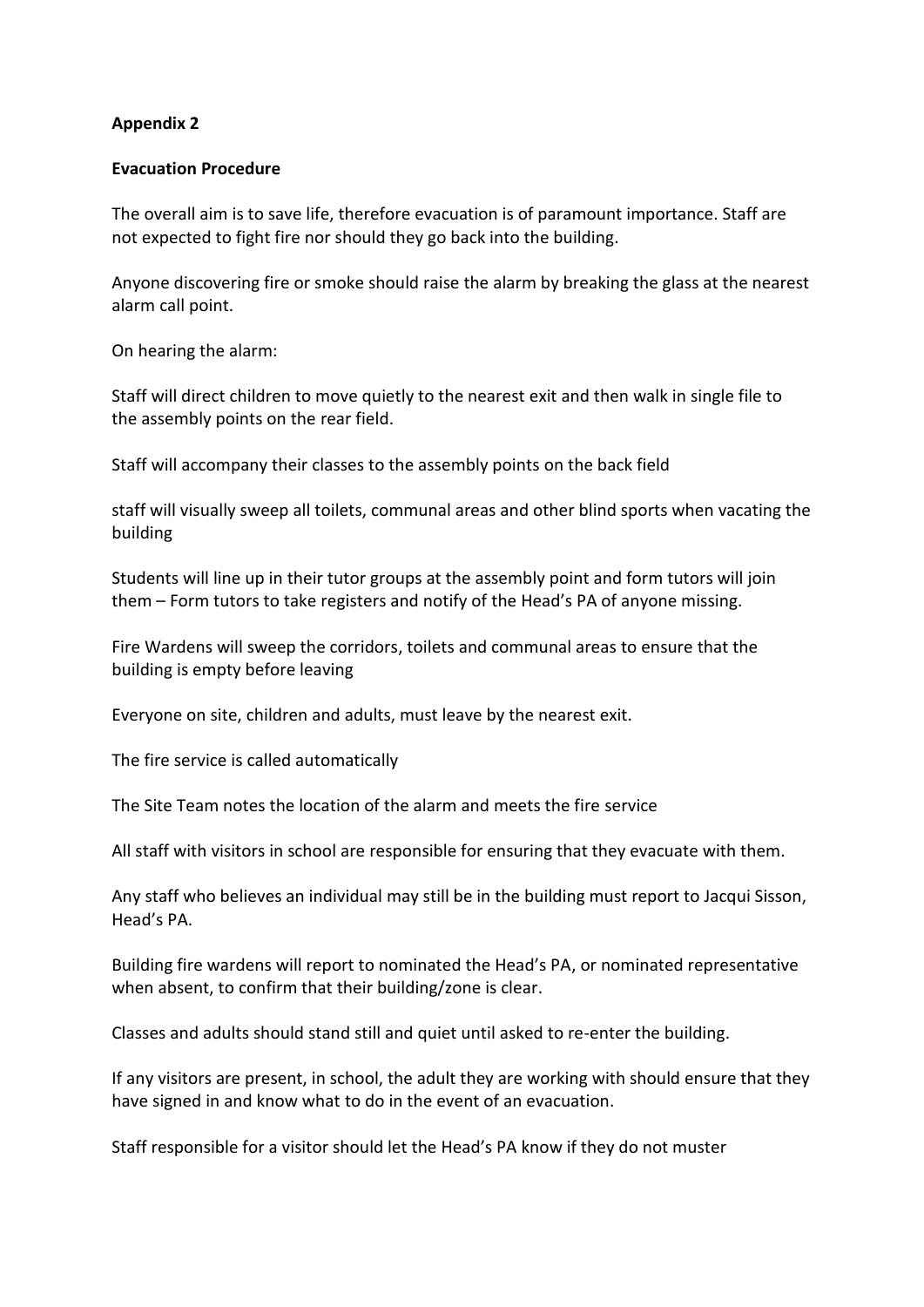**Appendix 2**

**Evacuation Procedure**

The overall aim is to save life, therefore evacuation is of paramount importance. Staff are not expected to fight fire nor should they go back into the building.

Anyone discovering fire or smoke should raise the alarm by breaking the glass at the nearest alarm call point.

On hearing the alarm:

Staff will direct children to move quietly to the nearest exit and then walk in single file to the assembly points on the rear field.

Staff will accompany their classes to the assembly points on the back field

staff will visually sweep all toilets, communal areas and other blind sports when vacating the building

Students will line up in their tutor groups at the assembly point and form tutors will join them – Form tutors to take registers and notify of the Head's PA of anyone missing.

Fire Wardens will sweep the corridors, toilets and communal areas to ensure that the building is empty before leaving

Everyone on site, children and adults, must leave by the nearest exit.

The fire service is called automatically

The Site Team notes the location of the alarm and meets the fire service

All staff with visitors in school are responsible for ensuring that they evacuate with them.

Any staff who believes an individual may still be in the building must report to Jacqui Sisson, Head's PA.

Building fire wardens will report to nominated the Head's PA, or nominated representative when absent, to confirm that their building/zone is clear.

Classes and adults should stand still and quiet until asked to re-enter the building.

If any visitors are present, in school, the adult they are working with should ensure that they have signed in and know what to do in the event of an evacuation.

Staff responsible for a visitor should let the Head's PA know if they do not muster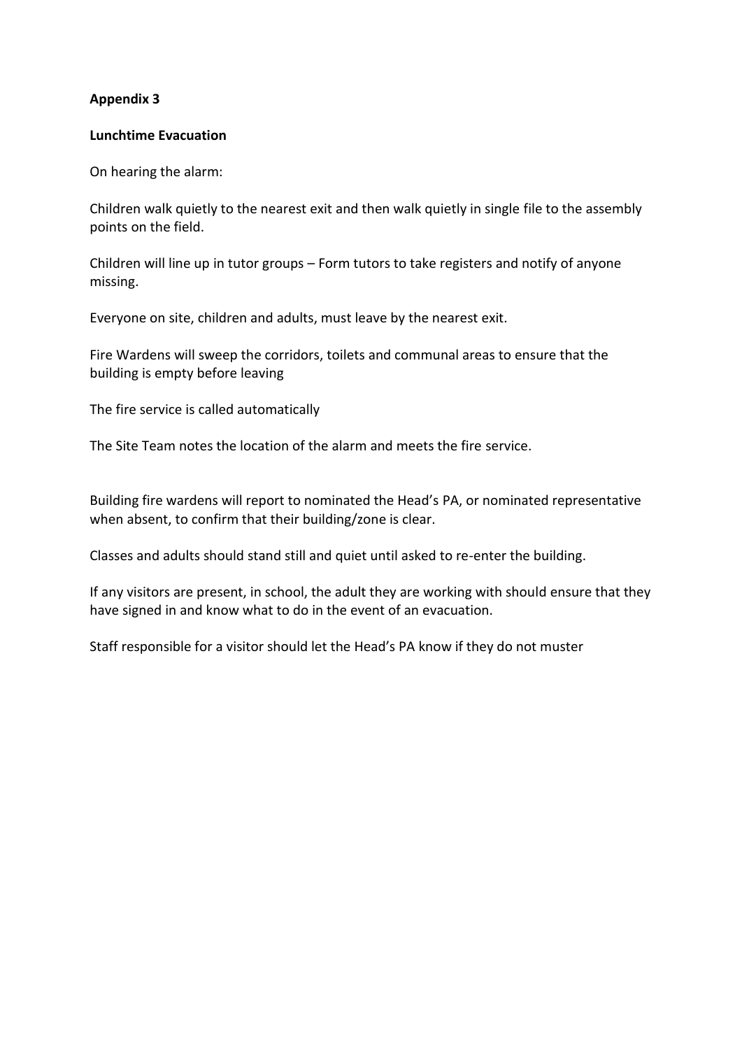**Appendix 3**

**Lunchtime Evacuation**

On hearing the alarm:

Children walk quietly to the nearest exit and then walk quietly in single file to the assembly points on the field.

Children will line up in tutor groups – Form tutors to take registers and notify of anyone missing.

Everyone on site, children and adults, must leave by the nearest exit.

Fire Wardens will sweep the corridors, toilets and communal areas to ensure that the building is empty before leaving

The fire service is called automatically

The Site Team notes the location of the alarm and meets the fire service.

Building fire wardens will report to nominated the Head's PA, or nominated representative when absent, to confirm that their building/zone is clear.

Classes and adults should stand still and quiet until asked to re-enter the building.

If any visitors are present, in school, the adult they are working with should ensure that they have signed in and know what to do in the event of an evacuation.

Staff responsible for a visitor should let the Head's PA know if they do not muster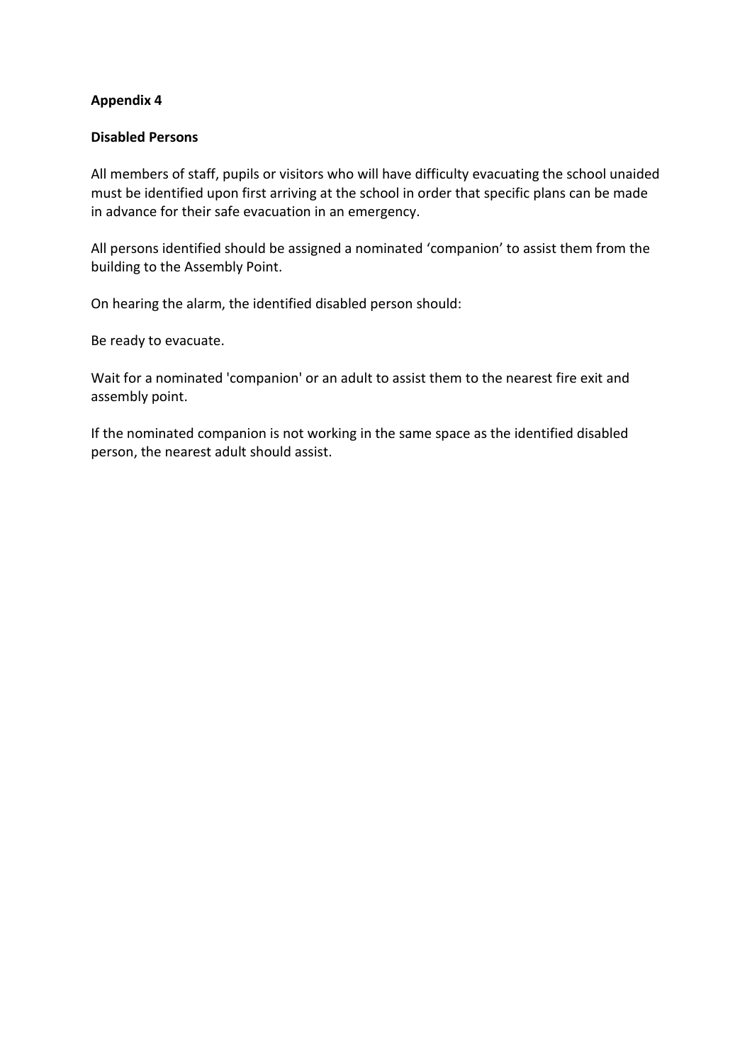**Appendix 4**

**Disabled Persons**

All members of staff, pupils or visitors who will have difficulty evacuating the school unaided must be identified upon first arriving at the school in order that specific plans can be made in advance for their safe evacuation in an emergency.

All persons identified should be assigned a nominated 'companion' to assist them from the building to the Assembly Point.

On hearing the alarm, the identified disabled person should:

Be ready to evacuate.

Wait for a nominated 'companion' or an adult to assist them to the nearest fire exit and assembly point.

If the nominated companion is not working in the same space as the identified disabled person, the nearest adult should assist.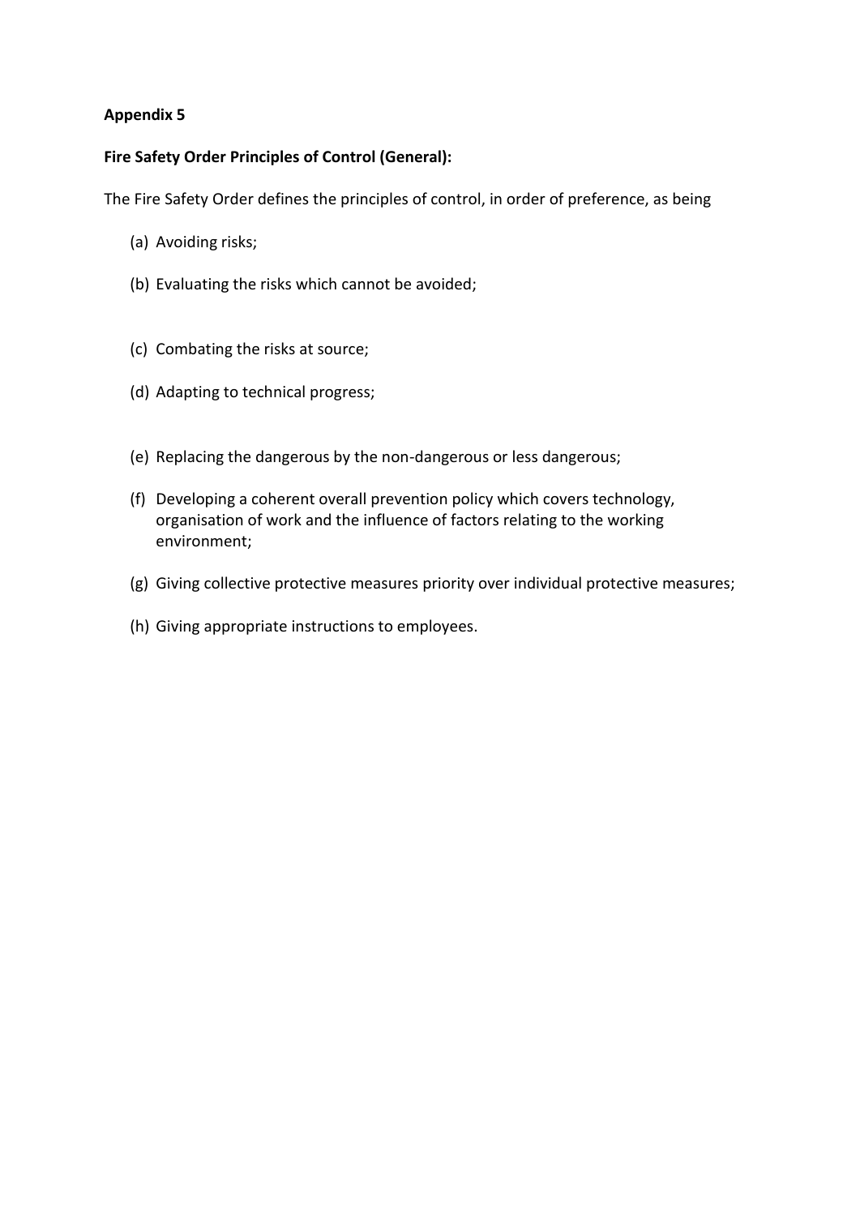**Appendix 5**

**Fire Safety Order Principles of Control (General):**

The Fire Safety Order defines the principles of control, in order of preference, as being

(a) Avoiding risks;

(b) Evaluating the risks which cannot be avoided;

(c) Combating the risks at source;

(d) Adapting to technical progress;

(e) Replacing the dangerous by the non-dangerous or less dangerous;

(f) Developing a coherent overall prevention policy which covers technology, organisation of work and the influence of factors relating to the working environment;

(g) Giving collective protective measures priority over individual protective measures;

(h) Giving appropriate instructions to employees.